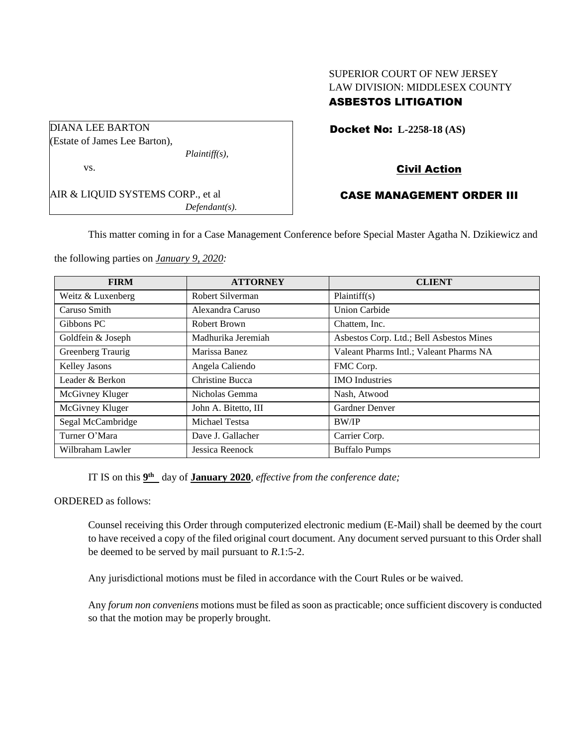SUPERIOR COURT OF NEW JERSEY
LAW DIVISION: MIDDLESEX COUNTY
**ASBESTOS LITIGATION**

DIANA LEE BARTON
(Estate of James Lee Barton),
*Plaintiff(s),*

vs.

AIR & LIQUID SYSTEMS CORP., et al
*Defendant(s).*

**Docket No: L-2258-18 (AS)**

**Civil Action**

**CASE MANAGEMENT ORDER III**

This matter coming in for a Case Management Conference before Special Master Agatha N. Dzikiewicz and the following parties on *January 9, 2020:*

| FIRM | ATTORNEY | CLIENT |
|---|---|---|
| Weitz & Luxenberg | Robert Silverman | Plaintiff(s) |
| Caruso Smith | Alexandra Caruso | Union Carbide |
| Gibbons PC | Robert Brown | Chattem, Inc. |
| Goldfein & Joseph | Madhurika Jeremiah | Asbestos Corp. Ltd.; Bell Asbestos Mines |
| Greenberg Traurig | Marissa Banez | Valeant Pharms Intl.; Valeant Pharms NA |
| Kelley Jasons | Angela Caliendo | FMC Corp. |
| Leader & Berkon | Christine Bucca | IMO Industries |
| McGivney Kluger | Nicholas Gemma | Nash, Atwood |
| McGivney Kluger | John A. Bitetto, III | Gardner Denver |
| Segal McCambridge | Michael Testsa | BW/IP |
| Turner O'Mara | Dave J. Gallacher | Carrier Corp. |
| Wilbraham Lawler | Jessica Reenock | Buffalo Pumps |

IT IS on this **9th** day of **January 2020**, *effective from the conference date;*

ORDERED as follows:

Counsel receiving this Order through computerized electronic medium (E-Mail) shall be deemed by the court to have received a copy of the filed original court document. Any document served pursuant to this Order shall be deemed to be served by mail pursuant to *R*.1:5-2.

Any jurisdictional motions must be filed in accordance with the Court Rules or be waived.

Any *forum non conveniens* motions must be filed as soon as practicable; once sufficient discovery is conducted so that the motion may be properly brought.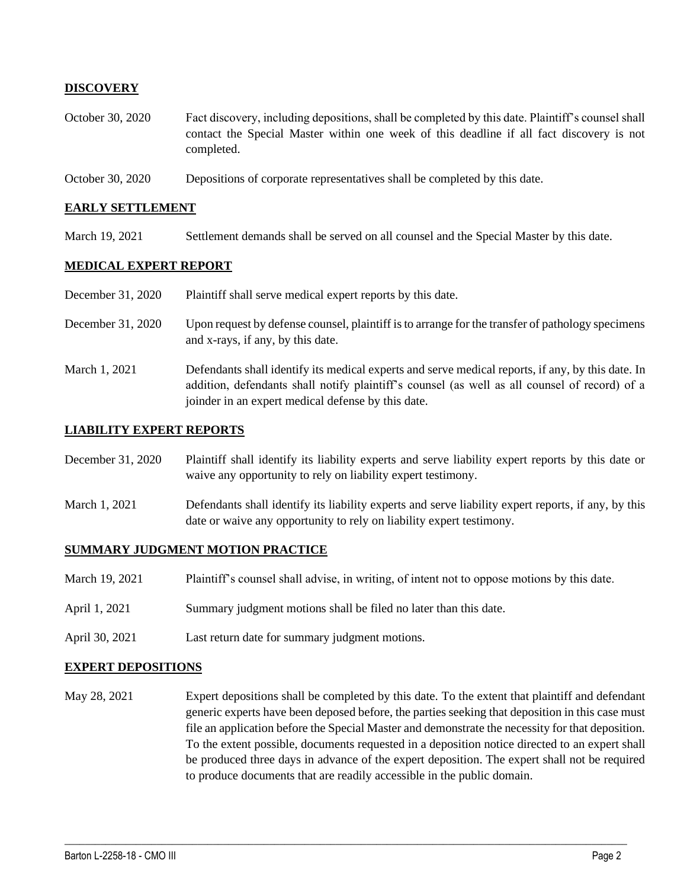## DISCOVERY

| | |
|---|---|
| October 30, 2020 | Fact discovery, including depositions, shall be completed by this date. Plaintiff's counsel shall contact the Special Master within one week of this deadline if all fact discovery is not completed. |
| October 30, 2020 | Depositions of corporate representatives shall be completed by this date. |

## EARLY SETTLEMENT

| | |
|---|---|
| March 19, 2021 | Settlement demands shall be served on all counsel and the Special Master by this date. |

## MEDICAL EXPERT REPORT

| | |
|---|---|
| December 31, 2020 | Plaintiff shall serve medical expert reports by this date. |
| December 31, 2020 | Upon request by defense counsel, plaintiff is to arrange for the transfer of pathology specimens and x-rays, if any, by this date. |
| March 1, 2021 | Defendants shall identify its medical experts and serve medical reports, if any, by this date. In addition, defendants shall notify plaintiff's counsel (as well as all counsel of record) of a joinder in an expert medical defense by this date. |

## LIABILITY EXPERT REPORTS

| | |
|---|---|
| December 31, 2020 | Plaintiff shall identify its liability experts and serve liability expert reports by this date or waive any opportunity to rely on liability expert testimony. |
| March 1, 2021 | Defendants shall identify its liability experts and serve liability expert reports, if any, by this date or waive any opportunity to rely on liability expert testimony. |

## SUMMARY JUDGMENT MOTION PRACTICE

| | |
|---|---|
| March 19, 2021 | Plaintiff's counsel shall advise, in writing, of intent not to oppose motions by this date. |
| April 1, 2021 | Summary judgment motions shall be filed no later than this date. |
| April 30, 2021 | Last return date for summary judgment motions. |

## EXPERT DEPOSITIONS

| | |
|---|---|
| May 28, 2021 | Expert depositions shall be completed by this date. To the extent that plaintiff and defendant generic experts have been deposed before, the parties seeking that deposition in this case must file an application before the Special Master and demonstrate the necessity for that deposition. To the extent possible, documents requested in a deposition notice directed to an expert shall be produced three days in advance of the expert deposition. The expert shall not be required to produce documents that are readily accessible in the public domain. |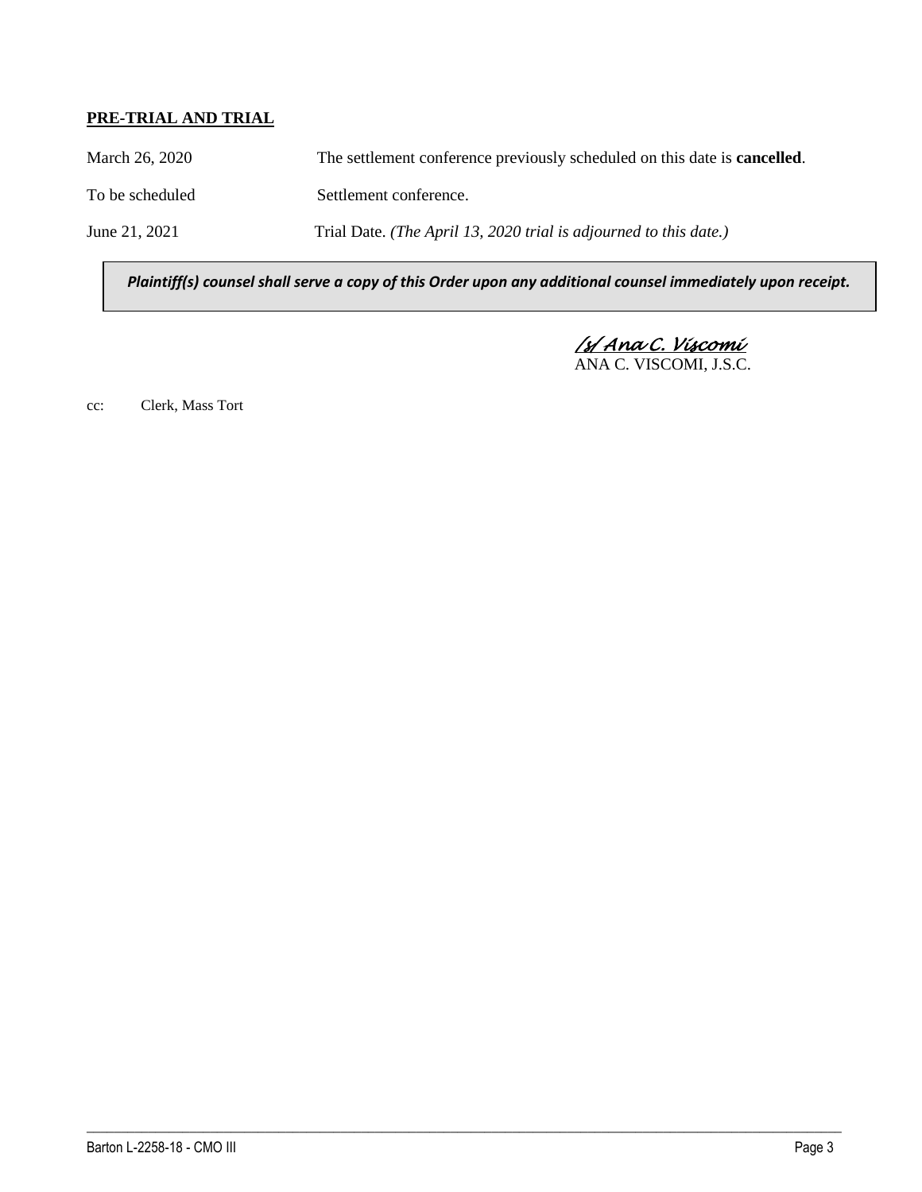**PRE-TRIAL AND TRIAL**

| | |
|---|---|
| March 26, 2020 | The settlement conference previously scheduled on this date is **cancelled**. |
| To be scheduled | Settlement conference. |
| June 21, 2021 | Trial Date. *(The April 13, 2020 trial is adjourned to this date.)* |

***Plaintiff(s) counsel shall serve a copy of this Order upon any additional counsel immediately upon receipt.***

*/s/ Ana C. Viscomi*
ANA C. VISCOMI, J.S.C.

cc: Clerk, Mass Tort